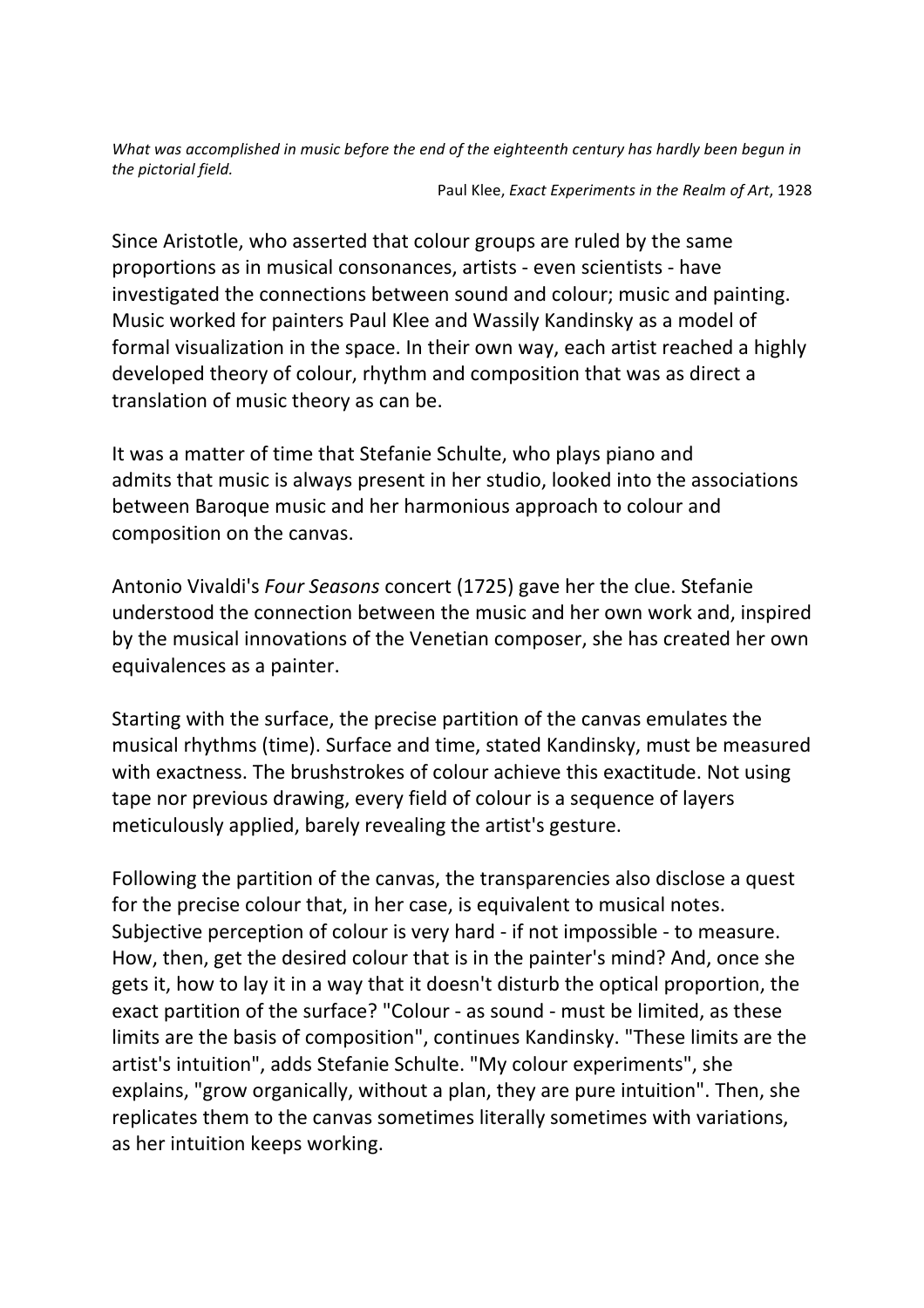*What was accomplished in music before the end of the eighteenth century has hardly been begun in the pictorial field.*

Paul Klee, *Exact Experiments in the Realm of Art*, 1928

Since Aristotle, who asserted that colour groups are ruled by the same proportions as in musical consonances, artists - even scientists - have investigated the connections between sound and colour; music and painting. Music worked for painters Paul Klee and Wassily Kandinsky as a model of formal visualization in the space. In their own way, each artist reached a highly developed theory of colour, rhythm and composition that was as direct a translation of music theory as can be.

It was a matter of time that Stefanie Schulte, who plays piano and admits that music is always present in her studio, looked into the associations between Baroque music and her harmonious approach to colour and composition on the canvas.

Antonio Vivaldi's *Four Seasons* concert (1725) gave her the clue. Stefanie understood the connection between the music and her own work and, inspired by the musical innovations of the Venetian composer, she has created her own equivalences as a painter.

Starting with the surface, the precise partition of the canvas emulates the musical rhythms (time). Surface and time, stated Kandinsky, must be measured with exactness. The brushstrokes of colour achieve this exactitude. Not using tape nor previous drawing, every field of colour is a sequence of layers meticulously applied, barely revealing the artist's gesture.

Following the partition of the canvas, the transparencies also disclose a quest for the precise colour that, in her case, is equivalent to musical notes. Subjective perception of colour is very hard - if not impossible - to measure. How, then, get the desired colour that is in the painter's mind? And, once she gets it, how to lay it in a way that it doesn't disturb the optical proportion, the exact partition of the surface? "Colour - as sound - must be limited, as these limits are the basis of composition", continues Kandinsky. "These limits are the artist's intuition", adds Stefanie Schulte. "My colour experiments", she explains, "grow organically, without a plan, they are pure intuition". Then, she replicates them to the canvas sometimes literally sometimes with variations, as her intuition keeps working.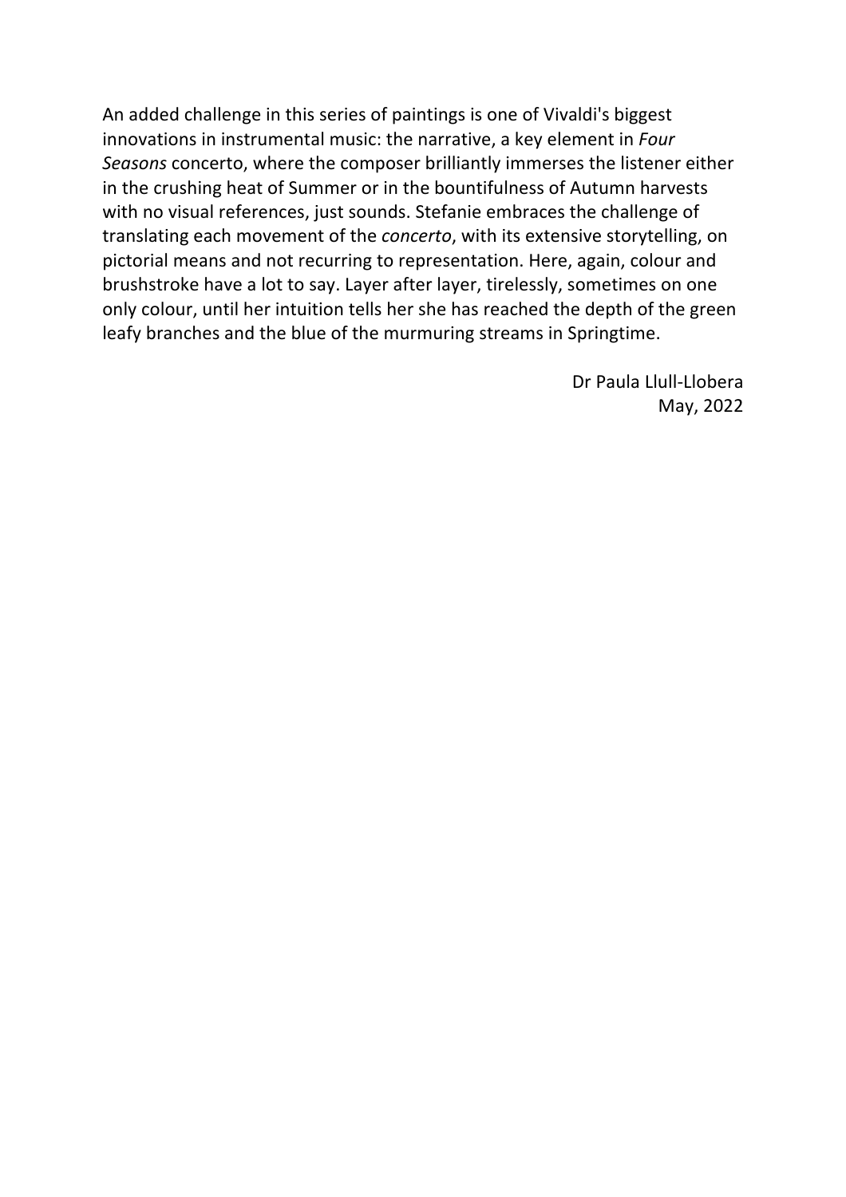An added challenge in this series of paintings is one of Vivaldi's biggest innovations in instrumental music: the narrative, a key element in *Four Seasons* concerto, where the composer brilliantly immerses the listener either in the crushing heat of Summer or in the bountifulness of Autumn harvests with no visual references, just sounds. Stefanie embraces the challenge of translating each movement of the *concerto*, with its extensive storytelling, on pictorial means and not recurring to representation. Here, again, colour and brushstroke have a lot to say. Layer after layer, tirelessly, sometimes on one only colour, until her intuition tells her she has reached the depth of the green leafy branches and the blue of the murmuring streams in Springtime.

Dr Paula Llull-Llobera
May, 2022